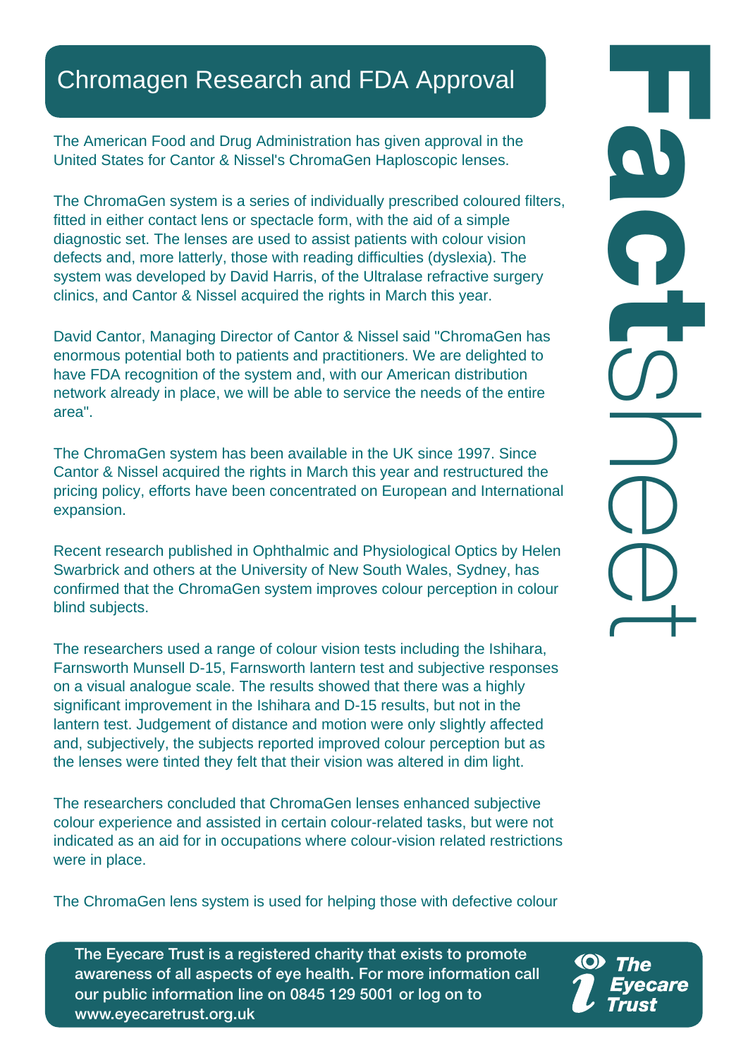# Chromagen Research and FDA Approval

The American Food and Drug Administration has given approval in the United States for Cantor & Nissel's ChromaGen Haploscopic lenses.

The ChromaGen system is a series of individually prescribed coloured filters, fitted in either contact lens or spectacle form, with the aid of a simple diagnostic set. The lenses are used to assist patients with colour vision defects and, more latterly, those with reading difficulties (dyslexia). The system was developed by David Harris, of the Ultralase refractive surgery clinics, and Cantor & Nissel acquired the rights in March this year.

David Cantor, Managing Director of Cantor & Nissel said "ChromaGen has enormous potential both to patients and practitioners. We are delighted to have FDA recognition of the system and, with our American distribution network already in place, we will be able to service the needs of the entire area".

The ChromaGen system has been available in the UK since 1997. Since Cantor & Nissel acquired the rights in March this year and restructured the pricing policy, efforts have been concentrated on European and International expansion.

Recent research published in Ophthalmic and Physiological Optics by Helen Swarbrick and others at the University of New South Wales, Sydney, has confirmed that the ChromaGen system improves colour perception in colour blind subjects.

The researchers used a range of colour vision tests including the Ishihara, Farnsworth Munsell D-15, Farnsworth lantern test and subjective responses on a visual analogue scale. The results showed that there was a highly significant improvement in the Ishihara and D-15 results, but not in the lantern test. Judgement of distance and motion were only slightly affected and, subjectively, the subjects reported improved colour perception but as the lenses were tinted they felt that their vision was altered in dim light.

The researchers concluded that ChromaGen lenses enhanced subjective colour experience and assisted in certain colour-related tasks, but were not indicated as an aid for in occupations where colour-vision related restrictions were in place.

The ChromaGen lens system is used for helping those with defective colour

**The Eyecare Trust is a registered charity that exists to promote awareness of all aspects of eye health. For more information call our public information line on 0845 129 5001 or log on to www.eyecaretrust.org.uk**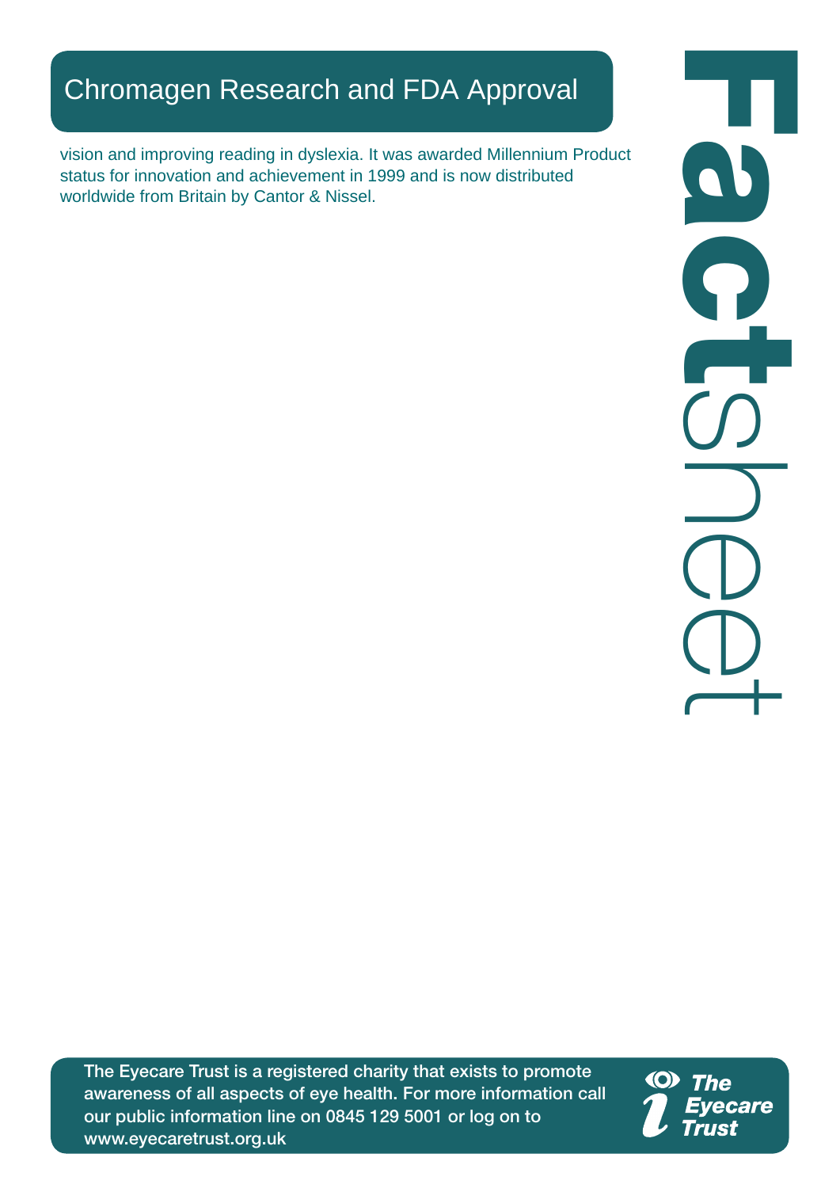## Chromagen Research and FDA Approval

vision and improving reading in dyslexia. It was awarded Millennium Product status for innovation and achievement in 1999 and is now distributed worldwide from Britain by Cantor & Nissel.

**The Eyecare Trust is a registered charity that exists to promote awareness of all aspects of eye health. For more information call our public information line on 0845 129 5001 or log on to www.eyecaretrust.org.uk**